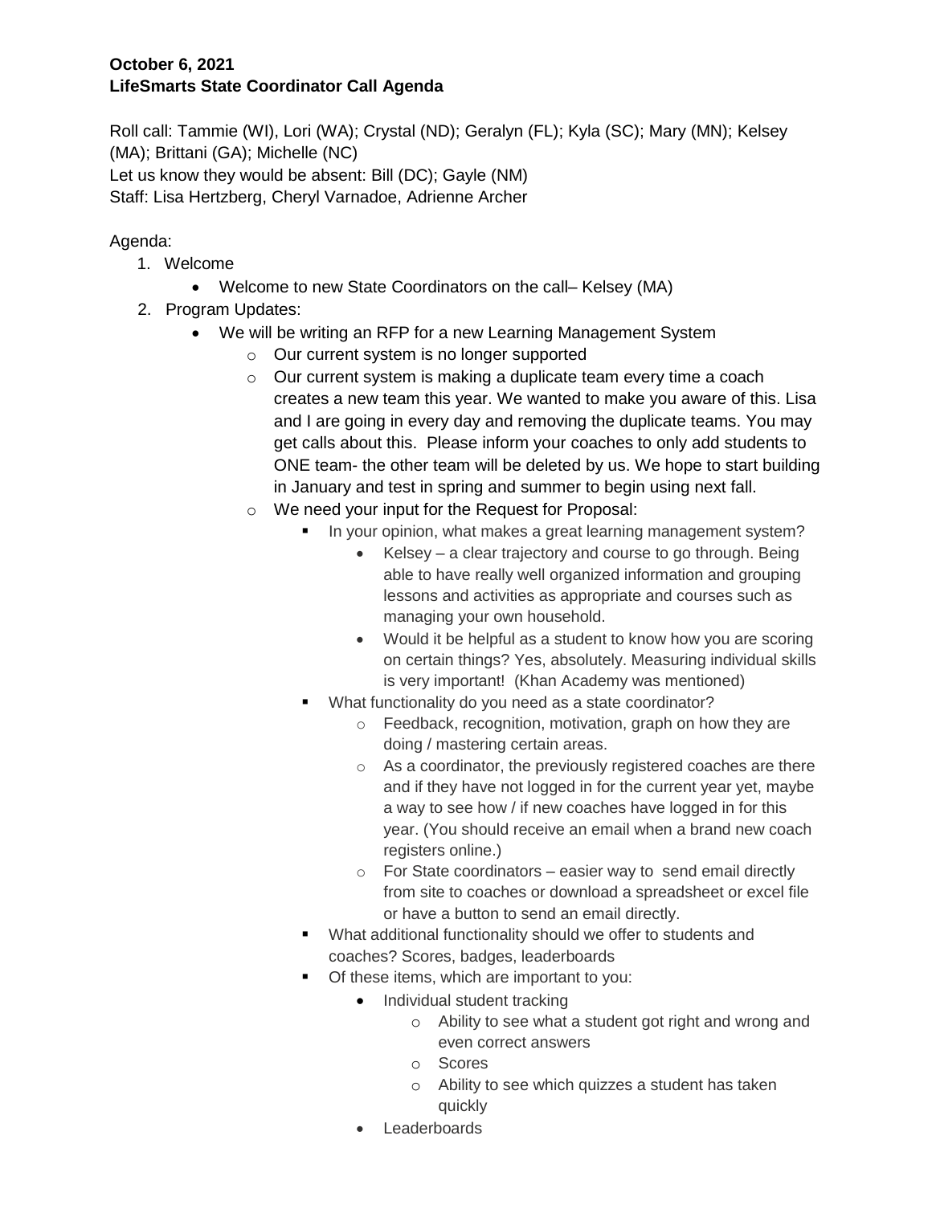**October 6, 2021**
**LifeSmarts State Coordinator Call Agenda**

Roll call: Tammie (WI), Lori (WA); Crystal (ND); Geralyn (FL); Kyla (SC); Mary (MN); Kelsey (MA); Brittani (GA); Michelle (NC)
Let us know they would be absent: Bill (DC); Gayle (NM)
Staff: Lisa Hertzberg, Cheryl Varnadoe, Adrienne Archer

Agenda:

1. Welcome
   - Welcome to new State Coordinators on the call– Kelsey (MA)
2. Program Updates:
   - We will be writing an RFP for a new Learning Management System
     - Our current system is no longer supported
     - Our current system is making a duplicate team every time a coach creates a new team this year. We wanted to make you aware of this. Lisa and I are going in every day and removing the duplicate teams. You may get calls about this. Please inform your coaches to only add students to ONE team- the other team will be deleted by us. We hope to start building in January and test in spring and summer to begin using next fall.
     - We need your input for the Request for Proposal:
       - In your opinion, what makes a great learning management system?
         - Kelsey – a clear trajectory and course to go through. Being able to have really well organized information and grouping lessons and activities as appropriate and courses such as managing your own household.
         - Would it be helpful as a student to know how you are scoring on certain things? Yes, absolutely. Measuring individual skills is very important! (Khan Academy was mentioned)
       - What functionality do you need as a state coordinator?
         - Feedback, recognition, motivation, graph on how they are doing / mastering certain areas.
         - As a coordinator, the previously registered coaches are there and if they have not logged in for the current year yet, maybe a way to see how / if new coaches have logged in for this year. (You should receive an email when a brand new coach registers online.)
         - For State coordinators – easier way to send email directly from site to coaches or download a spreadsheet or excel file or have a button to send an email directly.
       - What additional functionality should we offer to students and coaches? Scores, badges, leaderboards
       - Of these items, which are important to you:
         - Individual student tracking
           - Ability to see what a student got right and wrong and even correct answers
           - Scores
           - Ability to see which quizzes a student has taken quickly
         - Leaderboards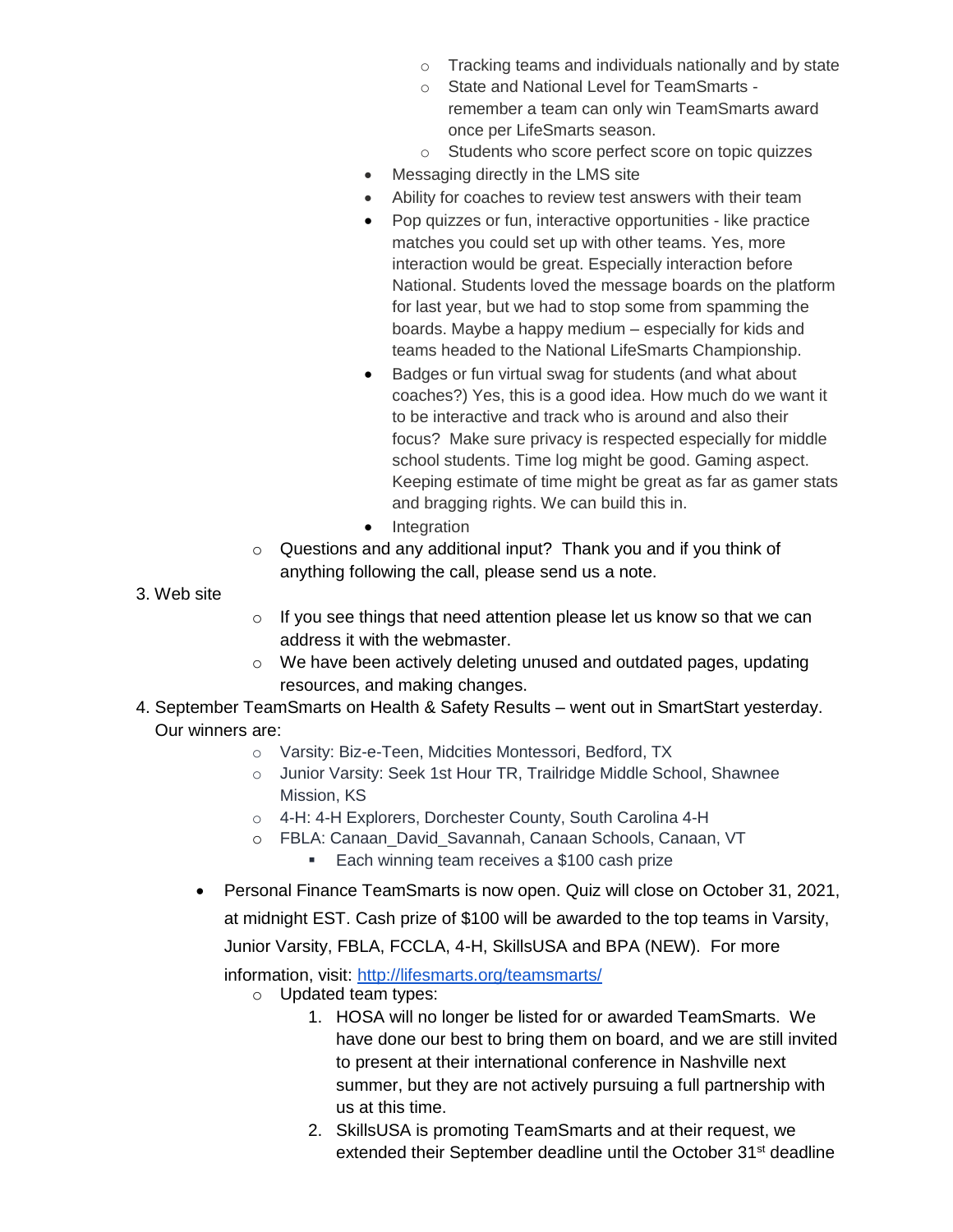- Tracking teams and individuals nationally and by state
        - State and National Level for TeamSmarts - remember a team can only win TeamSmarts award once per LifeSmarts season.
        - Students who score perfect score on topic quizzes
      - Messaging directly in the LMS site
      - Ability for coaches to review test answers with their team
      - Pop quizzes or fun, interactive opportunities - like practice matches you could set up with other teams. Yes, more interaction would be great. Especially interaction before National. Students loved the message boards on the platform for last year, but we had to stop some from spamming the boards. Maybe a happy medium – especially for kids and teams headed to the National LifeSmarts Championship.
      - Badges or fun virtual swag for students (and what about coaches?) Yes, this is a good idea. How much do we want it to be interactive and track who is around and also their focus? Make sure privacy is respected especially for middle school students. Time log might be good. Gaming aspect. Keeping estimate of time might be great as far as gamer stats and bragging rights. We can build this in.
      - Integration
    - Questions and any additional input? Thank you and if you think of anything following the call, please send us a note.

3. Web site
    - If you see things that need attention please let us know so that we can address it with the webmaster.
    - We have been actively deleting unused and outdated pages, updating resources, and making changes.
4. September TeamSmarts on Health & Safety Results – went out in SmartStart yesterday. Our winners are:
    - Varsity: Biz-e-Teen, Midcities Montessori, Bedford, TX
    - Junior Varsity: Seek 1st Hour TR, Trailridge Middle School, Shawnee Mission, KS
    - 4-H: 4-H Explorers, Dorchester County, South Carolina 4-H
    - FBLA: Canaan_David_Savannah, Canaan Schools, Canaan, VT
        - Each winning team receives a $100 cash prize

- Personal Finance TeamSmarts is now open. Quiz will close on October 31, 2021, at midnight EST. Cash prize of $100 will be awarded to the top teams in Varsity, Junior Varsity, FBLA, FCCLA, 4-H, SkillsUSA and BPA (NEW). For more information, visit: http://lifesmarts.org/teamsmarts/
    - Updated team types:
        1. HOSA will no longer be listed for or awarded TeamSmarts. We have done our best to bring them on board, and we are still invited to present at their international conference in Nashville next summer, but they are not actively pursuing a full partnership with us at this time.
        2. SkillsUSA is promoting TeamSmarts and at their request, we extended their September deadline until the October 31st deadline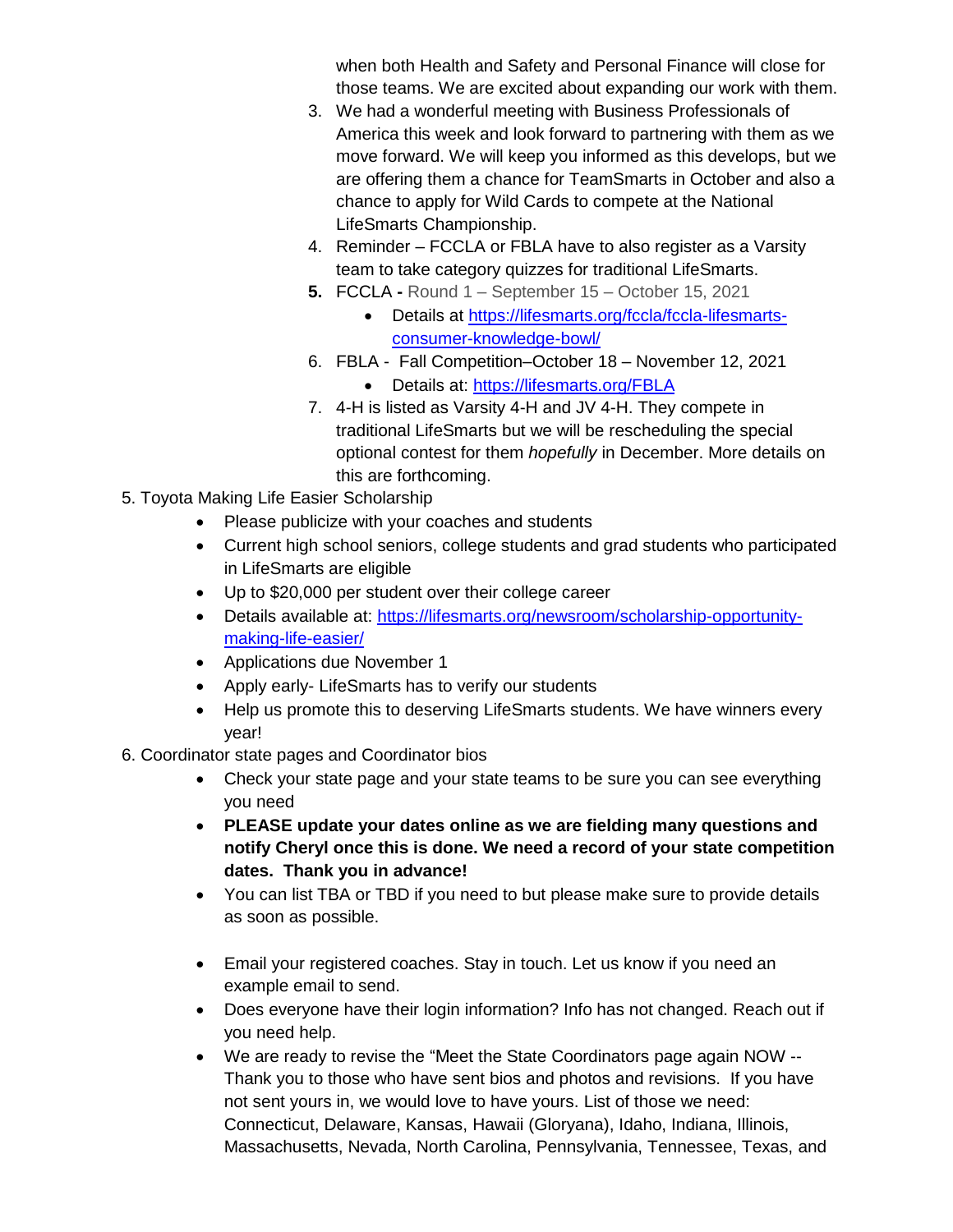when both Health and Safety and Personal Finance will close for those teams. We are excited about expanding our work with them.

3. We had a wonderful meeting with Business Professionals of America this week and look forward to partnering with them as we move forward. We will keep you informed as this develops, but we are offering them a chance for TeamSmarts in October and also a chance to apply for Wild Cards to compete at the National LifeSmarts Championship.
4. Reminder – FCCLA or FBLA have to also register as a Varsity team to take category quizzes for traditional LifeSmarts.
5. FCCLA **-** Round 1 – September 15 – October 15, 2021
    - Details at https://lifesmarts.org/fccla/fccla-lifesmarts-consumer-knowledge-bowl/
6. FBLA - Fall Competition–October 18 – November 12, 2021
    - Details at: https://lifesmarts.org/FBLA
7. 4-H is listed as Varsity 4-H and JV 4-H. They compete in traditional LifeSmarts but we will be rescheduling the special optional contest for them *hopefully* in December. More details on this are forthcoming.

5. Toyota Making Life Easier Scholarship
    - Please publicize with your coaches and students
    - Current high school seniors, college students and grad students who participated in LifeSmarts are eligible
    - Up to $20,000 per student over their college career
    - Details available at: https://lifesmarts.org/newsroom/scholarship-opportunity-making-life-easier/
    - Applications due November 1
    - Apply early- LifeSmarts has to verify our students
    - Help us promote this to deserving LifeSmarts students. We have winners every year!

6. Coordinator state pages and Coordinator bios
    - Check your state page and your state teams to be sure you can see everything you need
    - **PLEASE update your dates online as we are fielding many questions and notify Cheryl once this is done. We need a record of your state competition dates. Thank you in advance!**
    - You can list TBA or TBD if you need to but please make sure to provide details as soon as possible.
    - Email your registered coaches. Stay in touch. Let us know if you need an example email to send.
    - Does everyone have their login information? Info has not changed. Reach out if you need help.
    - We are ready to revise the "Meet the State Coordinators page again NOW -- Thank you to those who have sent bios and photos and revisions. If you have not sent yours in, we would love to have yours. List of those we need: Connecticut, Delaware, Kansas, Hawaii (Gloryana), Idaho, Indiana, Illinois, Massachusetts, Nevada, North Carolina, Pennsylvania, Tennessee, Texas, and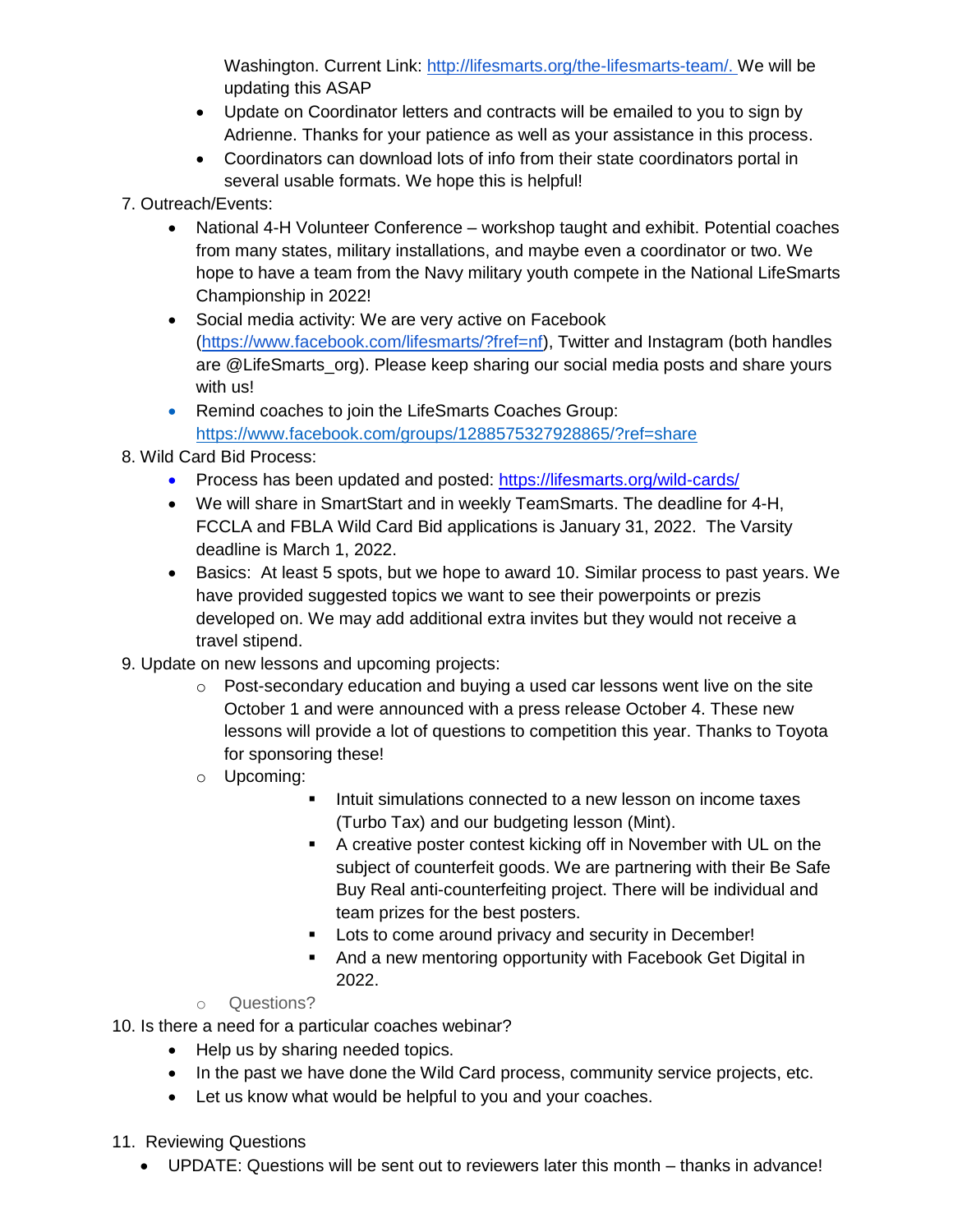Washington. Current Link: http://lifesmarts.org/the-lifesmarts-team/. We will be updating this ASAP

  - Update on Coordinator letters and contracts will be emailed to you to sign by Adrienne. Thanks for your patience as well as your assistance in this process.
  - Coordinators can download lots of info from their state coordinators portal in several usable formats. We hope this is helpful!

7. Outreach/Events:
   - National 4-H Volunteer Conference – workshop taught and exhibit. Potential coaches from many states, military installations, and maybe even a coordinator or two. We hope to have a team from the Navy military youth compete in the National LifeSmarts Championship in 2022!
   - Social media activity: We are very active on Facebook (https://www.facebook.com/lifesmarts/?fref=nf), Twitter and Instagram (both handles are @LifeSmarts_org). Please keep sharing our social media posts and share yours with us!
   - Remind coaches to join the LifeSmarts Coaches Group: https://www.facebook.com/groups/1288575327928865/?ref=share
8. Wild Card Bid Process:
   - Process has been updated and posted: https://lifesmarts.org/wild-cards/
   - We will share in SmartStart and in weekly TeamSmarts. The deadline for 4-H, FCCLA and FBLA Wild Card Bid applications is January 31, 2022. The Varsity deadline is March 1, 2022.
   - Basics: At least 5 spots, but we hope to award 10. Similar process to past years. We have provided suggested topics we want to see their powerpoints or prezis developed on. We may add additional extra invites but they would not receive a travel stipend.
9. Update on new lessons and upcoming projects:
   - Post-secondary education and buying a used car lessons went live on the site October 1 and were announced with a press release October 4. These new lessons will provide a lot of questions to competition this year. Thanks to Toyota for sponsoring these!
   - Upcoming:
     - Intuit simulations connected to a new lesson on income taxes (Turbo Tax) and our budgeting lesson (Mint).
     - A creative poster contest kicking off in November with UL on the subject of counterfeit goods. We are partnering with their Be Safe Buy Real anti-counterfeiting project. There will be individual and team prizes for the best posters.
     - Lots to come around privacy and security in December!
     - And a new mentoring opportunity with Facebook Get Digital in 2022.
   - Questions?
10. Is there a need for a particular coaches webinar?
    - Help us by sharing needed topics.
    - In the past we have done the Wild Card process, community service projects, etc.
    - Let us know what would be helpful to you and your coaches.
11. Reviewing Questions
    - UPDATE: Questions will be sent out to reviewers later this month – thanks in advance!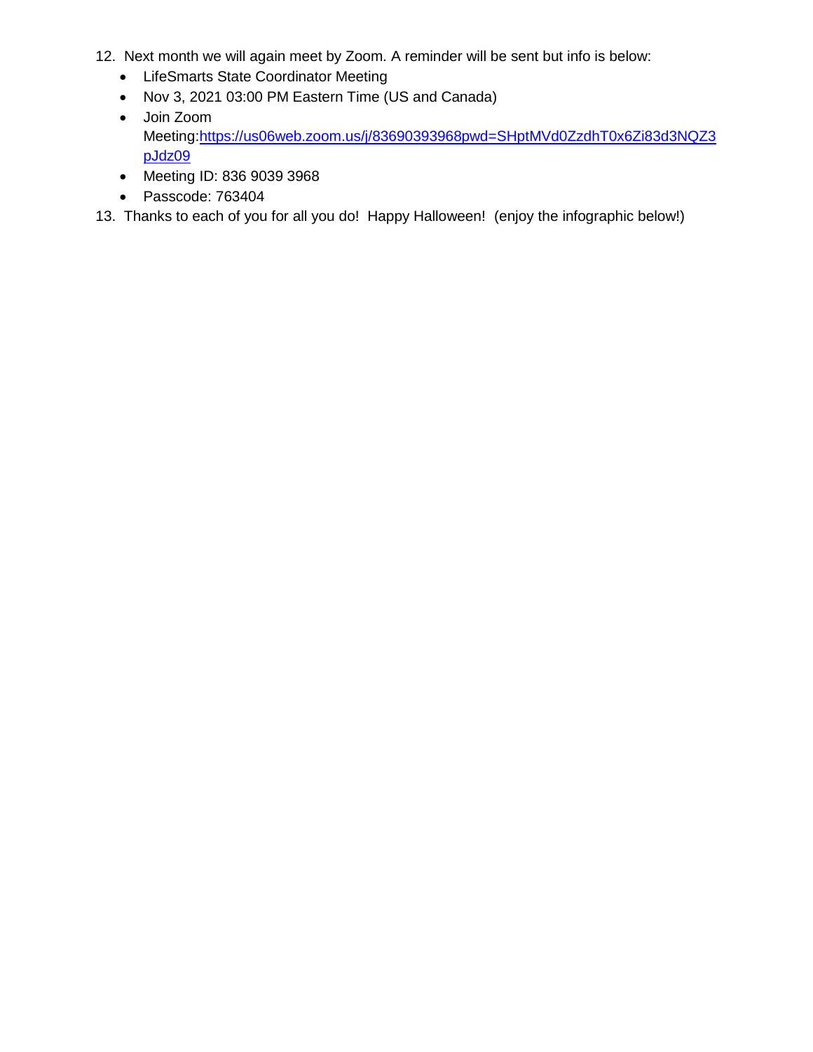12. Next month we will again meet by Zoom. A reminder will be sent but info is below:
    - LifeSmarts State Coordinator Meeting
    - Nov 3, 2021 03:00 PM Eastern Time (US and Canada)
    - Join Zoom Meeting:[https://us06web.zoom.us/j/83690393968pwd=SHptMVd0ZzdhT0x6Zi83d3NQZ3pJdz09](https://us06web.zoom.us/j/83690393968pwd=SHptMVd0ZzdhT0x6Zi83d3NQZ3pJdz09)
    - Meeting ID: 836 9039 3968
    - Passcode: 763404
13. Thanks to each of you for all you do! Happy Halloween! (enjoy the infographic below!)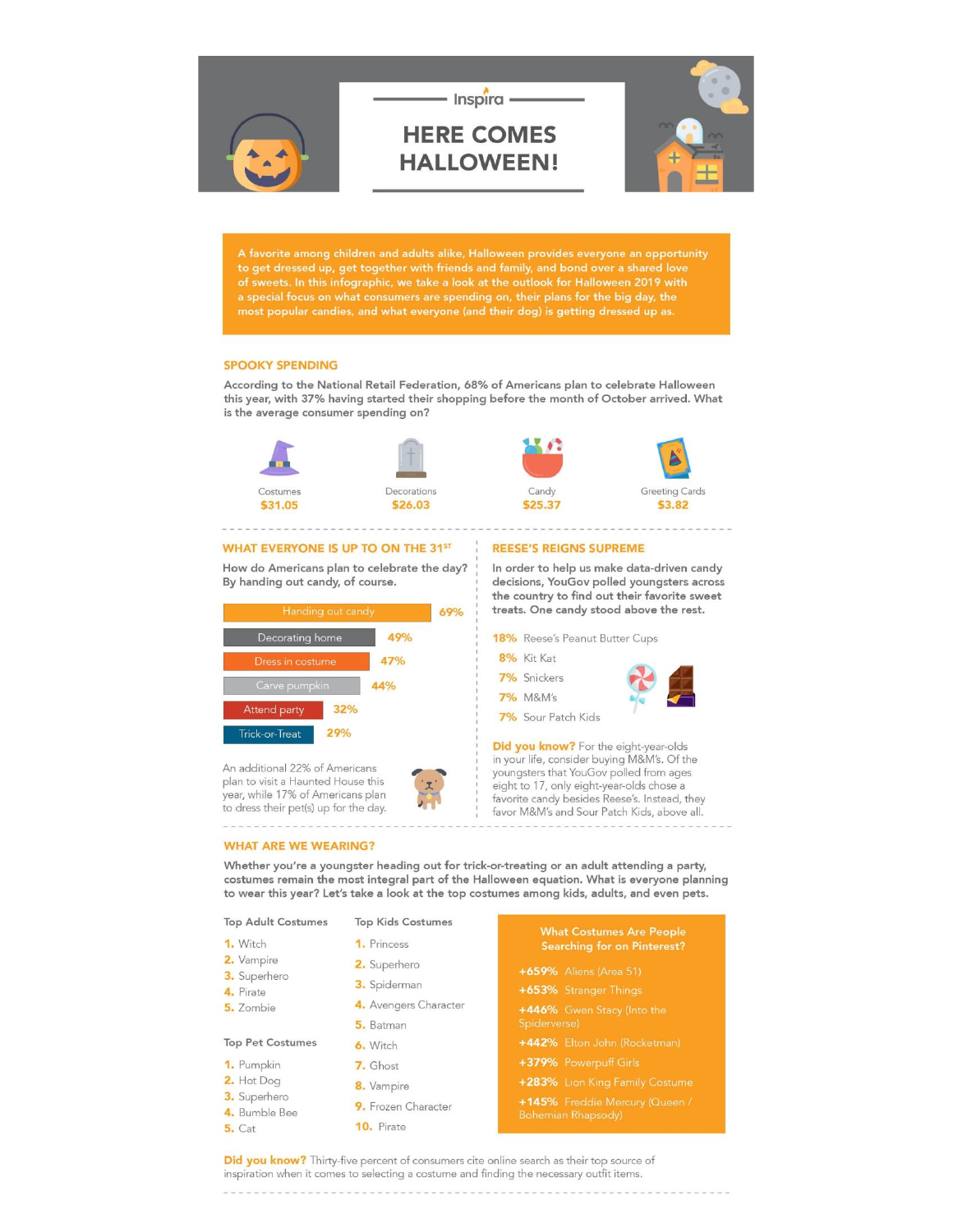Inspira

# HERE COMES HALLOWEEN!

A favorite among children and adults alike, Halloween provides everyone an opportunity to get dressed up, get together with friends and family, and bond over a shared love of sweets. In this infographic, we take a look at the outlook for Halloween 2019 with a special focus on what consumers are spending on, their plans for the big day, the most popular candies, and what everyone (and their dog) is getting dressed up as.

## SPOOKY SPENDING

According to the National Retail Federation, 68% of Americans plan to celebrate Halloween this year, with 37% having started their shopping before the month of October arrived. What is the average consumer spending on?

Costumes
$31.05

Decorations
$26.03

Candy
$25.37

Greeting Cards
$3.82

## WHAT EVERYONE IS UP TO ON THE 31ST

How do Americans plan to celebrate the day? By handing out candy, of course.

Handing out candy 69%
Decorating home 49%
Dress in costume 47%
Carve pumpkin 44%
Attend party 32%
Trick-or-Treat 29%

An additional 22% of Americans plan to visit a Haunted House this year, while 17% of Americans plan to dress their pet(s) up for the day.

## REESE'S REIGNS SUPREME

In order to help us make data-driven candy decisions, YouGov polled youngsters across the country to find out their favorite sweet treats. One candy stood above the rest.

- **18%** Reese's Peanut Butter Cups
- **8%** Kit Kat
- **7%** Snickers
- **7%** M&M's
- **7%** Sour Patch Kids

**Did you know?** For the eight-year-olds in your life, consider buying M&M's. Of the youngsters that YouGov polled from ages eight to 17, only eight-year-olds chose a favorite candy besides Reese's. Instead, they favor M&M's and Sour Patch Kids, above all.

## WHAT ARE WE WEARING?

Whether you're a youngster heading out for trick-or-treating or an adult attending a party, costumes remain the most integral part of the Halloween equation. What is everyone planning to wear this year? Let's take a look at the top costumes among kids, adults, and even pets.

### Top Adult Costumes

1. Witch
2. Vampire
3. Superhero
4. Pirate
5. Zombie

### Top Pet Costumes

1. Pumpkin
2. Hot Dog
3. Superhero
4. Bumble Bee
5. Cat

### Top Kids Costumes

1. Princess
2. Superhero
3. Spiderman
4. Avengers Character
5. Batman
6. Witch
7. Ghost
8. Vampire
9. Frozen Character
10. Pirate

### What Costumes Are People Searching for on Pinterest?

- **+659%** Aliens (Area 51)
- **+653%** Stranger Things
- **+446%** Gwen Stacy (Into the Spiderverse)
- **+442%** Elton John (Rocketman)
- **+379%** Powerpuff Girls
- **+283%** Lion King Family Costume
- **+145%** Freddie Mercury (Queen / Bohemian Rhapsody)

**Did you know?** Thirty-five percent of consumers cite online search as their top source of inspiration when it comes to selecting a costume and finding the necessary outfit items.